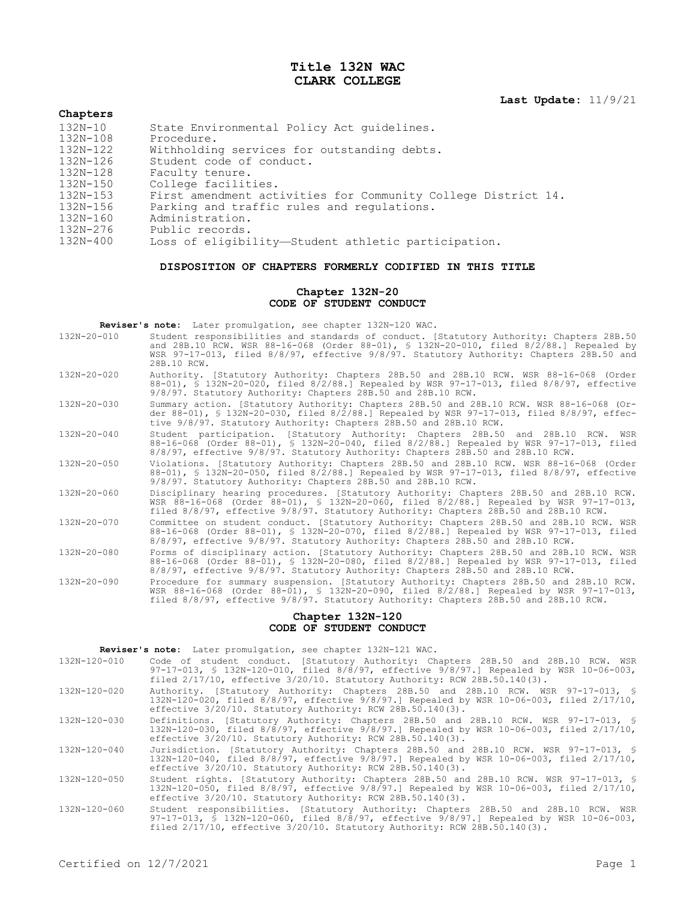# Title 132N WAC
# CLARK COLLEGE

**Last Update:** 11/9/21

## Chapters

| | |
|---|---|
| 132N-10 | State Environmental Policy Act guidelines. |
| 132N-108 | Procedure. |
| 132N-122 | Withholding services for outstanding debts. |
| 132N-126 | Student code of conduct. |
| 132N-128 | Faculty tenure. |
| 132N-150 | College facilities. |
| 132N-153 | First amendment activities for Community College District 14. |
| 132N-156 | Parking and traffic rules and regulations. |
| 132N-160 | Administration. |
| 132N-276 | Public records. |
| 132N-400 | Loss of eligibility—Student athletic participation. |

### DISPOSITION OF CHAPTERS FORMERLY CODIFIED IN THIS TITLE

#### Chapter 132N-20
#### CODE OF STUDENT CONDUCT

**Reviser's note:** Later promulgation, see chapter 132N-120 WAC.

| | |
|---|---|
| 132N-20-010 | Student responsibilities and standards of conduct. [Statutory Authority: Chapters 28B.50 and 28B.10 RCW. WSR 88-16-068 (Order 88-01), § 132N-20-010, filed 8/2/88.] Repealed by WSR 97-17-013, filed 8/8/97, effective 9/8/97. Statutory Authority: Chapters 28B.50 and 28B.10 RCW. |
| 132N-20-020 | Authority. [Statutory Authority: Chapters 28B.50 and 28B.10 RCW. WSR 88-16-068 (Order 88-01), § 132N-20-020, filed 8/2/88.] Repealed by WSR 97-17-013, filed 8/8/97, effective 9/8/97. Statutory Authority: Chapters 28B.50 and 28B.10 RCW. |
| 132N-20-030 | Summary action. [Statutory Authority: Chapters 28B.50 and 28B.10 RCW. WSR 88-16-068 (Order 88-01), § 132N-20-030, filed 8/2/88.] Repealed by WSR 97-17-013, filed 8/8/97, effective 9/8/97. Statutory Authority: Chapters 28B.50 and 28B.10 RCW. |
| 132N-20-040 | Student participation. [Statutory Authority: Chapters 28B.50 and 28B.10 RCW. WSR 88-16-068 (Order 88-01), § 132N-20-040, filed 8/2/88.] Repealed by WSR 97-17-013, filed 8/8/97, effective 9/8/97. Statutory Authority: Chapters 28B.50 and 28B.10 RCW. |
| 132N-20-050 | Violations. [Statutory Authority: Chapters 28B.50 and 28B.10 RCW. WSR 88-16-068 (Order 88-01), § 132N-20-050, filed 8/2/88.] Repealed by WSR 97-17-013, filed 8/8/97, effective 9/8/97. Statutory Authority: Chapters 28B.50 and 28B.10 RCW. |
| 132N-20-060 | Disciplinary hearing procedures. [Statutory Authority: Chapters 28B.50 and 28B.10 RCW. WSR 88-16-068 (Order 88-01), § 132N-20-060, filed 8/2/88.] Repealed by WSR 97-17-013, filed 8/8/97, effective 9/8/97. Statutory Authority: Chapters 28B.50 and 28B.10 RCW. |
| 132N-20-070 | Committee on student conduct. [Statutory Authority: Chapters 28B.50 and 28B.10 RCW. WSR 88-16-068 (Order 88-01), § 132N-20-070, filed 8/2/88.] Repealed by WSR 97-17-013, filed 8/8/97, effective 9/8/97. Statutory Authority: Chapters 28B.50 and 28B.10 RCW. |
| 132N-20-080 | Forms of disciplinary action. [Statutory Authority: Chapters 28B.50 and 28B.10 RCW. WSR 88-16-068 (Order 88-01), § 132N-20-080, filed 8/2/88.] Repealed by WSR 97-17-013, filed 8/8/97, effective 9/8/97. Statutory Authority: Chapters 28B.50 and 28B.10 RCW. |
| 132N-20-090 | Procedure for summary suspension. [Statutory Authority: Chapters 28B.50 and 28B.10 RCW. WSR 88-16-068 (Order 88-01), § 132N-20-090, filed 8/2/88.] Repealed by WSR 97-17-013, filed 8/8/97, effective 9/8/97. Statutory Authority: Chapters 28B.50 and 28B.10 RCW. |

#### Chapter 132N-120
#### CODE OF STUDENT CONDUCT

**Reviser's note:** Later promulgation, see chapter 132N-121 WAC.

| | |
|---|---|
| 132N-120-010 | Code of student conduct. [Statutory Authority: Chapters 28B.50 and 28B.10 RCW. WSR 97-17-013, § 132N-120-010, filed 8/8/97, effective 9/8/97.] Repealed by WSR 10-06-003, filed 2/17/10, effective 3/20/10. Statutory Authority: RCW 28B.50.140(3). |
| 132N-120-020 | Authority. [Statutory Authority: Chapters 28B.50 and 28B.10 RCW. WSR 97-17-013, § 132N-120-020, filed 8/8/97, effective 9/8/97.] Repealed by WSR 10-06-003, filed 2/17/10, effective 3/20/10. Statutory Authority: RCW 28B.50.140(3). |
| 132N-120-030 | Definitions. [Statutory Authority: Chapters 28B.50 and 28B.10 RCW. WSR 97-17-013, § 132N-120-030, filed 8/8/97, effective 9/8/97.] Repealed by WSR 10-06-003, filed 2/17/10, effective 3/20/10. Statutory Authority: RCW 28B.50.140(3). |
| 132N-120-040 | Jurisdiction. [Statutory Authority: Chapters 28B.50 and 28B.10 RCW. WSR 97-17-013, § 132N-120-040, filed 8/8/97, effective 9/8/97.] Repealed by WSR 10-06-003, filed 2/17/10, effective 3/20/10. Statutory Authority: RCW 28B.50.140(3). |
| 132N-120-050 | Student rights. [Statutory Authority: Chapters 28B.50 and 28B.10 RCW. WSR 97-17-013, § 132N-120-050, filed 8/8/97, effective 9/8/97.] Repealed by WSR 10-06-003, filed 2/17/10, effective 3/20/10. Statutory Authority: RCW 28B.50.140(3). |
| 132N-120-060 | Student responsibilities. [Statutory Authority: Chapters 28B.50 and 28B.10 RCW. WSR 97-17-013, § 132N-120-060, filed 8/8/97, effective 9/8/97.] Repealed by WSR 10-06-003, filed 2/17/10, effective 3/20/10. Statutory Authority: RCW 28B.50.140(3). |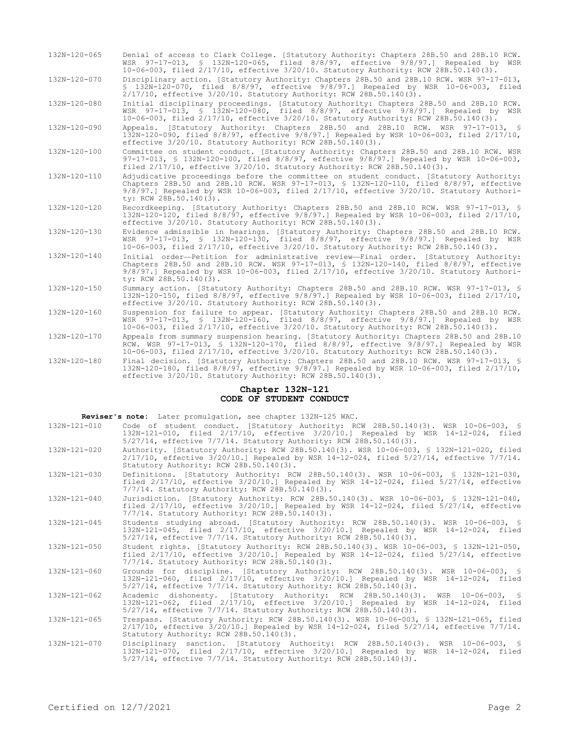132N-120-065 Denial of access to Clark College. [Statutory Authority: Chapters 28B.50 and 28B.10 RCW. WSR 97-17-013, § 132N-120-065, filed 8/8/97, effective 9/8/97.] Repealed by WSR 10-06-003, filed 2/17/10, effective 3/20/10. Statutory Authority: RCW 28B.50.140(3).

132N-120-070 Disciplinary action. [Statutory Authority: Chapters 28B.50 and 28B.10 RCW. WSR 97-17-013, § 132N-120-070, filed 8/8/97, effective 9/8/97.] Repealed by WSR 10-06-003, filed 2/17/10, effective 3/20/10. Statutory Authority: RCW 28B.50.140(3).

132N-120-080 Initial disciplinary proceedings. [Statutory Authority: Chapters 28B.50 and 28B.10 RCW. WSR 97-17-013, § 132N-120-080, filed 8/8/97, effective 9/8/97.] Repealed by WSR 10-06-003, filed 2/17/10, effective 3/20/10. Statutory Authority: RCW 28B.50.140(3).

132N-120-090 Appeals. [Statutory Authority: Chapters 28B.50 and 28B.10 RCW. WSR 97-17-013, § 132N-120-090, filed 8/8/97, effective 9/8/97.] Repealed by WSR 10-06-003, filed 2/17/10, effective 3/20/10. Statutory Authority: RCW 28B.50.140(3).

132N-120-100 Committee on student conduct. [Statutory Authority: Chapters 28B.50 and 28B.10 RCW. WSR 97-17-013, § 132N-120-100, filed 8/8/97, effective 9/8/97.] Repealed by WSR 10-06-003, filed 2/17/10, effective 3/20/10. Statutory Authority: RCW 28B.50.140(3).

132N-120-110 Adjudicative proceedings before the committee on student conduct. [Statutory Authority: Chapters 28B.50 and 28B.10 RCW. WSR 97-17-013, § 132N-120-110, filed 8/8/97, effective 9/8/97.] Repealed by WSR 10-06-003, filed 2/17/10, effective 3/20/10. Statutory Authority: RCW 28B.50.140(3).

132N-120-120 Recordkeeping. [Statutory Authority: Chapters 28B.50 and 28B.10 RCW. WSR 97-17-013, § 132N-120-120, filed 8/8/97, effective 9/8/97.] Repealed by WSR 10-06-003, filed 2/17/10, effective 3/20/10. Statutory Authority: RCW 28B.50.140(3).

132N-120-130 Evidence admissible in hearings. [Statutory Authority: Chapters 28B.50 and 28B.10 RCW. WSR 97-17-013, § 132N-120-130, filed 8/8/97, effective 9/8/97.] Repealed by WSR 10-06-003, filed 2/17/10, effective 3/20/10. Statutory Authority: RCW 28B.50.140(3).

132N-120-140 Initial order—Petition for administrative review—Final order. [Statutory Authority: Chapters 28B.50 and 28B.10 RCW. WSR 97-17-013, § 132N-120-140, filed 8/8/97, effective 9/8/97.] Repealed by WSR 10-06-003, filed 2/17/10, effective 3/20/10. Statutory Authority: RCW 28B.50.140(3).

132N-120-150 Summary action. [Statutory Authority: Chapters 28B.50 and 28B.10 RCW. WSR 97-17-013, § 132N-120-150, filed 8/8/97, effective 9/8/97.] Repealed by WSR 10-06-003, filed 2/17/10, effective 3/20/10. Statutory Authority: RCW 28B.50.140(3).

132N-120-160 Suspension for failure to appear. [Statutory Authority: Chapters 28B.50 and 28B.10 RCW. WSR 97-17-013, § 132N-120-160, filed 8/8/97, effective 9/8/97.] Repealed by WSR 10-06-003, filed 2/17/10, effective 3/20/10. Statutory Authority: RCW 28B.50.140(3).

132N-120-170 Appeals from summary suspension hearing. [Statutory Authority: Chapters 28B.50 and 28B.10 RCW. WSR 97-17-013, § 132N-120-170, filed 8/8/97, effective 9/8/97.] Repealed by WSR 10-06-003, filed 2/17/10, effective 3/20/10. Statutory Authority: RCW 28B.50.140(3).

132N-120-180 Final decision. [Statutory Authority: Chapters 28B.50 and 28B.10 RCW. WSR 97-17-013, § 132N-120-180, filed 8/8/97, effective 9/8/97.] Repealed by WSR 10-06-003, filed 2/17/10, effective 3/20/10. Statutory Authority: RCW 28B.50.140(3).

## Chapter 132N-121
## CODE OF STUDENT CONDUCT

**Reviser's note:** Later promulgation, see chapter 132N-125 WAC.

132N-121-010 Code of student conduct. [Statutory Authority: RCW 28B.50.140(3). WSR 10-06-003, § 132N-121-010, filed 2/17/10, effective 3/20/10.] Repealed by WSR 14-12-024, filed 5/27/14, effective 7/7/14. Statutory Authority: RCW 28B.50.140(3).

132N-121-020 Authority. [Statutory Authority: RCW 28B.50.140(3). WSR 10-06-003, § 132N-121-020, filed 2/17/10, effective 3/20/10.] Repealed by WSR 14-12-024, filed 5/27/14, effective 7/7/14. Statutory Authority: RCW 28B.50.140(3).

132N-121-030 Definitions. [Statutory Authority: RCW 28B.50.140(3). WSR 10-06-003, § 132N-121-030, filed 2/17/10, effective 3/20/10.] Repealed by WSR 14-12-024, filed 5/27/14, effective 7/7/14. Statutory Authority: RCW 28B.50.140(3).

132N-121-040 Jurisdiction. [Statutory Authority: RCW 28B.50.140(3). WSR 10-06-003, § 132N-121-040, filed 2/17/10, effective 3/20/10.] Repealed by WSR 14-12-024, filed 5/27/14, effective 7/7/14. Statutory Authority: RCW 28B.50.140(3).

132N-121-045 Students studying abroad. [Statutory Authority: RCW 28B.50.140(3). WSR 10-06-003, § 132N-121-045, filed 2/17/10, effective 3/20/10.] Repealed by WSR 14-12-024, filed 5/27/14, effective 7/7/14. Statutory Authority: RCW 28B.50.140(3).

132N-121-050 Student rights. [Statutory Authority: RCW 28B.50.140(3). WSR 10-06-003, § 132N-121-050, filed 2/17/10, effective 3/20/10.] Repealed by WSR 14-12-024, filed 5/27/14, effective 7/7/14. Statutory Authority: RCW 28B.50.140(3).

132N-121-060 Grounds for discipline. [Statutory Authority: RCW 28B.50.140(3). WSR 10-06-003, § 132N-121-060, filed 2/17/10, effective 3/20/10.] Repealed by WSR 14-12-024, filed 5/27/14, effective 7/7/14. Statutory Authority: RCW 28B.50.140(3).

132N-121-062 Academic dishonesty. [Statutory Authority: RCW 28B.50.140(3). WSR 10-06-003, § 132N-121-062, filed 2/17/10, effective 3/20/10.] Repealed by WSR 14-12-024, filed 5/27/14, effective 7/7/14. Statutory Authority: RCW 28B.50.140(3).

132N-121-065 Trespass. [Statutory Authority: RCW 28B.50.140(3). WSR 10-06-003, § 132N-121-065, filed 2/17/10, effective 3/20/10.] Repealed by WSR 14-12-024, filed 5/27/14, effective 7/7/14. Statutory Authority: RCW 28B.50.140(3).

132N-121-070 Disciplinary sanction. [Statutory Authority: RCW 28B.50.140(3). WSR 10-06-003, § 132N-121-070, filed 2/17/10, effective 3/20/10.] Repealed by WSR 14-12-024, filed 5/27/14, effective 7/7/14. Statutory Authority: RCW 28B.50.140(3).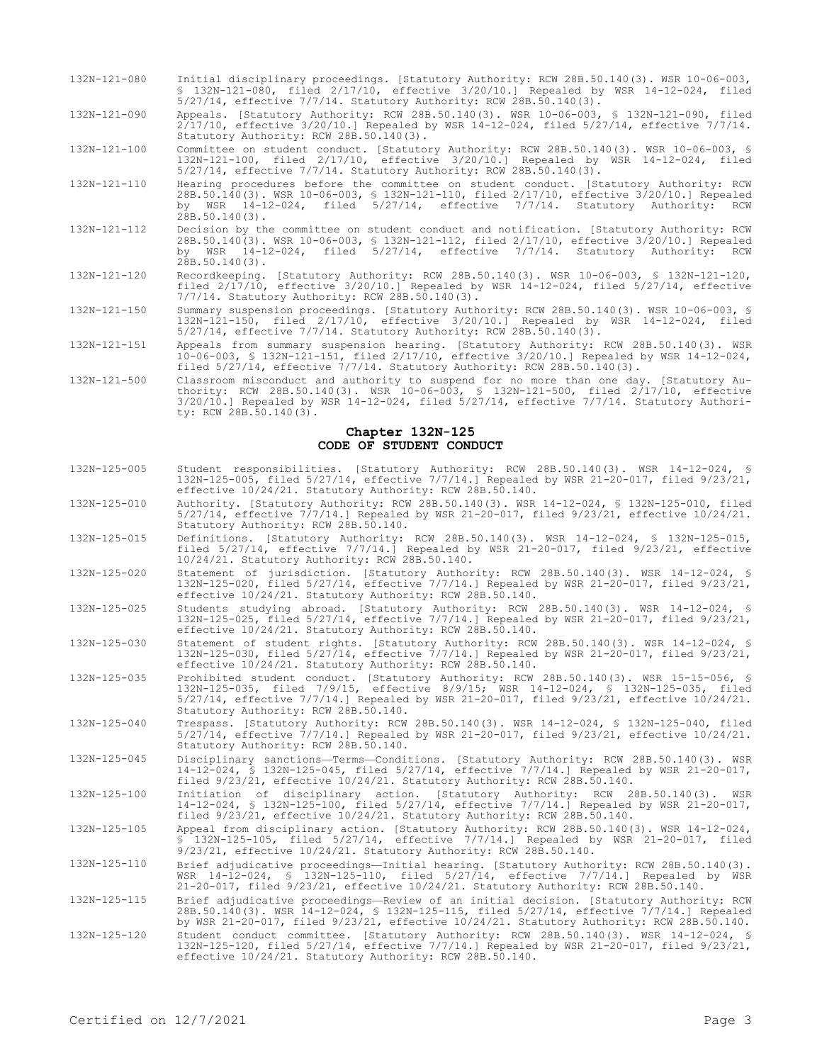132N-121-080 Initial disciplinary proceedings. [Statutory Authority: RCW 28B.50.140(3). WSR 10-06-003, § 132N-121-080, filed 2/17/10, effective 3/20/10.] Repealed by WSR 14-12-024, filed 5/27/14, effective 7/7/14. Statutory Authority: RCW 28B.50.140(3).

132N-121-090 Appeals. [Statutory Authority: RCW 28B.50.140(3). WSR 10-06-003, § 132N-121-090, filed 2/17/10, effective 3/20/10.] Repealed by WSR 14-12-024, filed 5/27/14, effective 7/7/14. Statutory Authority: RCW 28B.50.140(3).

132N-121-100 Committee on student conduct. [Statutory Authority: RCW 28B.50.140(3). WSR 10-06-003, § 132N-121-100, filed 2/17/10, effective 3/20/10.] Repealed by WSR 14-12-024, filed 5/27/14, effective 7/7/14. Statutory Authority: RCW 28B.50.140(3).

132N-121-110 Hearing procedures before the committee on student conduct. [Statutory Authority: RCW 28B.50.140(3). WSR 10-06-003, § 132N-121-110, filed 2/17/10, effective 3/20/10.] Repealed by WSR 14-12-024, filed 5/27/14, effective 7/7/14. Statutory Authority: RCW 28B.50.140(3).

132N-121-112 Decision by the committee on student conduct and notification. [Statutory Authority: RCW 28B.50.140(3). WSR 10-06-003, § 132N-121-112, filed 2/17/10, effective 3/20/10.] Repealed by WSR 14-12-024, filed 5/27/14, effective 7/7/14. Statutory Authority: RCW 28B.50.140(3).

132N-121-120 Recordkeeping. [Statutory Authority: RCW 28B.50.140(3). WSR 10-06-003, § 132N-121-120, filed 2/17/10, effective 3/20/10.] Repealed by WSR 14-12-024, filed 5/27/14, effective 7/7/14. Statutory Authority: RCW 28B.50.140(3).

132N-121-150 Summary suspension proceedings. [Statutory Authority: RCW 28B.50.140(3). WSR 10-06-003, § 132N-121-150, filed 2/17/10, effective 3/20/10.] Repealed by WSR 14-12-024, filed 5/27/14, effective 7/7/14. Statutory Authority: RCW 28B.50.140(3).

132N-121-151 Appeals from summary suspension hearing. [Statutory Authority: RCW 28B.50.140(3). WSR 10-06-003, § 132N-121-151, filed 2/17/10, effective 3/20/10.] Repealed by WSR 14-12-024, filed 5/27/14, effective 7/7/14. Statutory Authority: RCW 28B.50.140(3).

132N-121-500 Classroom misconduct and authority to suspend for no more than one day. [Statutory Authority: RCW 28B.50.140(3). WSR 10-06-003, § 132N-121-500, filed 2/17/10, effective 3/20/10.] Repealed by WSR 14-12-024, filed 5/27/14, effective 7/7/14. Statutory Authority: RCW 28B.50.140(3).

## Chapter 132N-125
## CODE OF STUDENT CONDUCT

132N-125-005 Student responsibilities. [Statutory Authority: RCW 28B.50.140(3). WSR 14-12-024, § 132N-125-005, filed 5/27/14, effective 7/7/14.] Repealed by WSR 21-20-017, filed 9/23/21, effective 10/24/21. Statutory Authority: RCW 28B.50.140.

132N-125-010 Authority. [Statutory Authority: RCW 28B.50.140(3). WSR 14-12-024, § 132N-125-010, filed 5/27/14, effective 7/7/14.] Repealed by WSR 21-20-017, filed 9/23/21, effective 10/24/21. Statutory Authority: RCW 28B.50.140.

132N-125-015 Definitions. [Statutory Authority: RCW 28B.50.140(3). WSR 14-12-024, § 132N-125-015, filed 5/27/14, effective 7/7/14.] Repealed by WSR 21-20-017, filed 9/23/21, effective 10/24/21. Statutory Authority: RCW 28B.50.140.

132N-125-020 Statement of jurisdiction. [Statutory Authority: RCW 28B.50.140(3). WSR 14-12-024, § 132N-125-020, filed 5/27/14, effective 7/7/14.] Repealed by WSR 21-20-017, filed 9/23/21, effective 10/24/21. Statutory Authority: RCW 28B.50.140.

132N-125-025 Students studying abroad. [Statutory Authority: RCW 28B.50.140(3). WSR 14-12-024, § 132N-125-025, filed 5/27/14, effective 7/7/14.] Repealed by WSR 21-20-017, filed 9/23/21, effective 10/24/21. Statutory Authority: RCW 28B.50.140.

132N-125-030 Statement of student rights. [Statutory Authority: RCW 28B.50.140(3). WSR 14-12-024, § 132N-125-030, filed 5/27/14, effective 7/7/14.] Repealed by WSR 21-20-017, filed 9/23/21, effective 10/24/21. Statutory Authority: RCW 28B.50.140.

132N-125-035 Prohibited student conduct. [Statutory Authority: RCW 28B.50.140(3). WSR 15-15-056, § 132N-125-035, filed 7/9/15, effective 8/9/15; WSR 14-12-024, § 132N-125-035, filed 5/27/14, effective 7/7/14.] Repealed by WSR 21-20-017, filed 9/23/21, effective 10/24/21. Statutory Authority: RCW 28B.50.140.

132N-125-040 Trespass. [Statutory Authority: RCW 28B.50.140(3). WSR 14-12-024, § 132N-125-040, filed 5/27/14, effective 7/7/14.] Repealed by WSR 21-20-017, filed 9/23/21, effective 10/24/21. Statutory Authority: RCW 28B.50.140.

132N-125-045 Disciplinary sanctions—Terms—Conditions. [Statutory Authority: RCW 28B.50.140(3). WSR 14-12-024, § 132N-125-045, filed 5/27/14, effective 7/7/14.] Repealed by WSR 21-20-017, filed 9/23/21, effective 10/24/21. Statutory Authority: RCW 28B.50.140.

132N-125-100 Initiation of disciplinary action. [Statutory Authority: RCW 28B.50.140(3). WSR 14-12-024, § 132N-125-100, filed 5/27/14, effective 7/7/14.] Repealed by WSR 21-20-017, filed 9/23/21, effective 10/24/21. Statutory Authority: RCW 28B.50.140.

132N-125-105 Appeal from disciplinary action. [Statutory Authority: RCW 28B.50.140(3). WSR 14-12-024, § 132N-125-105, filed 5/27/14, effective 7/7/14.] Repealed by WSR 21-20-017, filed 9/23/21, effective 10/24/21. Statutory Authority: RCW 28B.50.140.

132N-125-110 Brief adjudicative proceedings—Initial hearing. [Statutory Authority: RCW 28B.50.140(3). WSR 14-12-024, § 132N-125-110, filed 5/27/14, effective 7/7/14.] Repealed by WSR 21-20-017, filed 9/23/21, effective 10/24/21. Statutory Authority: RCW 28B.50.140.

132N-125-115 Brief adjudicative proceedings—Review of an initial decision. [Statutory Authority: RCW 28B.50.140(3). WSR 14-12-024, § 132N-125-115, filed 5/27/14, effective 7/7/14.] Repealed by WSR 21-20-017, filed 9/23/21, effective 10/24/21. Statutory Authority: RCW 28B.50.140.

132N-125-120 Student conduct committee. [Statutory Authority: RCW 28B.50.140(3). WSR 14-12-024, § 132N-125-120, filed 5/27/14, effective 7/7/14.] Repealed by WSR 21-20-017, filed 9/23/21, effective 10/24/21. Statutory Authority: RCW 28B.50.140.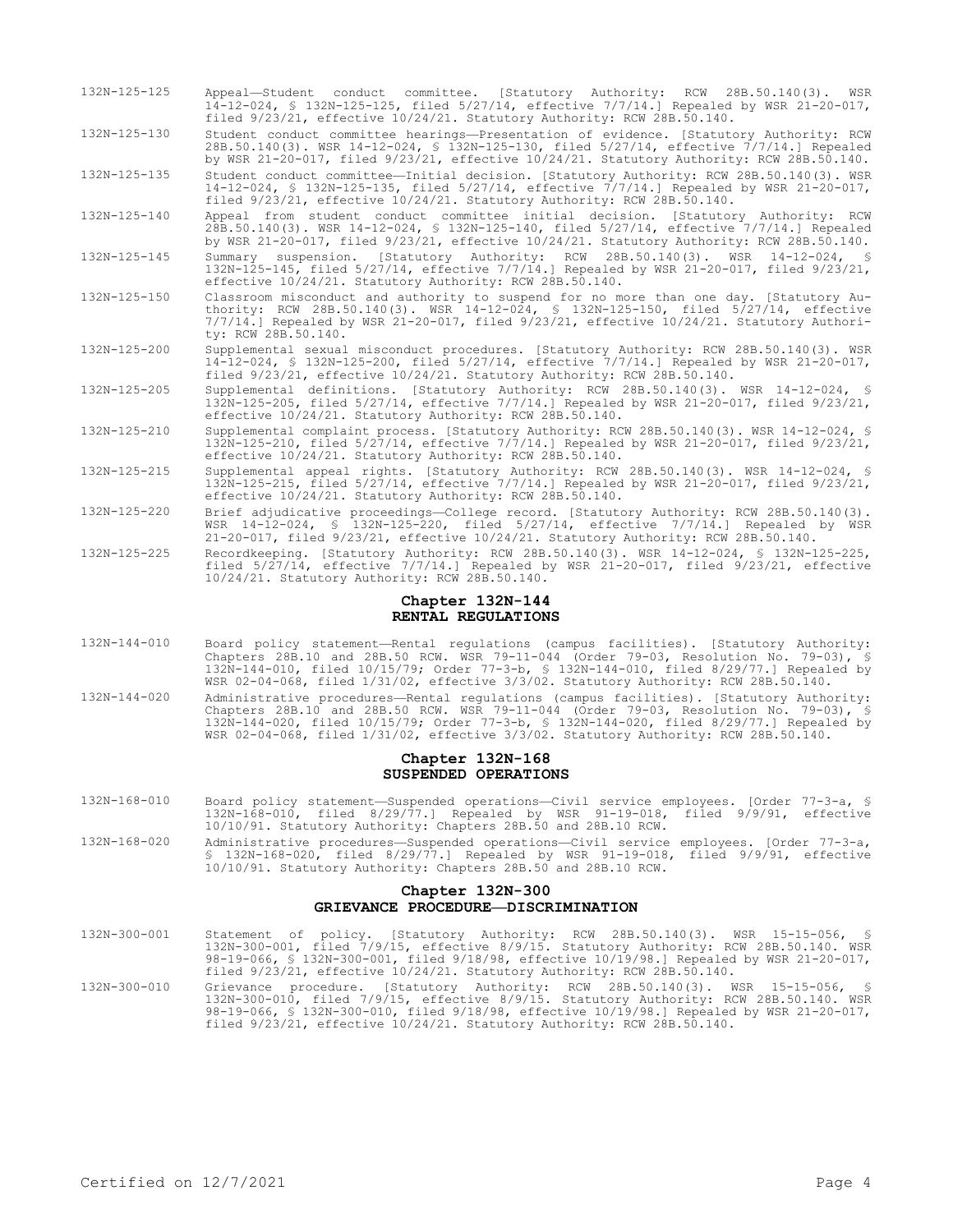132N-125-125 Appeal—Student conduct committee. [Statutory Authority: RCW 28B.50.140(3). WSR 14-12-024, § 132N-125-125, filed 5/27/14, effective 7/7/14.] Repealed by WSR 21-20-017, filed 9/23/21, effective 10/24/21. Statutory Authority: RCW 28B.50.140.

132N-125-130 Student conduct committee hearings—Presentation of evidence. [Statutory Authority: RCW 28B.50.140(3). WSR 14-12-024, § 132N-125-130, filed 5/27/14, effective 7/7/14.] Repealed by WSR 21-20-017, filed 9/23/21, effective 10/24/21. Statutory Authority: RCW 28B.50.140.

132N-125-135 Student conduct committee—Initial decision. [Statutory Authority: RCW 28B.50.140(3). WSR 14-12-024, § 132N-125-135, filed 5/27/14, effective 7/7/14.] Repealed by WSR 21-20-017, filed 9/23/21, effective 10/24/21. Statutory Authority: RCW 28B.50.140.

132N-125-140 Appeal from student conduct committee initial decision. [Statutory Authority: RCW 28B.50.140(3). WSR 14-12-024, § 132N-125-140, filed 5/27/14, effective 7/7/14.] Repealed by WSR 21-20-017, filed 9/23/21, effective 10/24/21. Statutory Authority: RCW 28B.50.140.

132N-125-145 Summary suspension. [Statutory Authority: RCW 28B.50.140(3). WSR 14-12-024, § 132N-125-145, filed 5/27/14, effective 7/7/14.] Repealed by WSR 21-20-017, filed 9/23/21, effective 10/24/21. Statutory Authority: RCW 28B.50.140.

132N-125-150 Classroom misconduct and authority to suspend for no more than one day. [Statutory Authority: RCW 28B.50.140(3). WSR 14-12-024, § 132N-125-150, filed 5/27/14, effective 7/7/14.] Repealed by WSR 21-20-017, filed 9/23/21, effective 10/24/21. Statutory Authority: RCW 28B.50.140.

132N-125-200 Supplemental sexual misconduct procedures. [Statutory Authority: RCW 28B.50.140(3). WSR 14-12-024, § 132N-125-200, filed 5/27/14, effective 7/7/14.] Repealed by WSR 21-20-017, filed 9/23/21, effective 10/24/21. Statutory Authority: RCW 28B.50.140.

132N-125-205 Supplemental definitions. [Statutory Authority: RCW 28B.50.140(3). WSR 14-12-024, § 132N-125-205, filed 5/27/14, effective 7/7/14.] Repealed by WSR 21-20-017, filed 9/23/21, effective 10/24/21. Statutory Authority: RCW 28B.50.140.

132N-125-210 Supplemental complaint process. [Statutory Authority: RCW 28B.50.140(3). WSR 14-12-024, § 132N-125-210, filed 5/27/14, effective 7/7/14.] Repealed by WSR 21-20-017, filed 9/23/21, effective 10/24/21. Statutory Authority: RCW 28B.50.140.

132N-125-215 Supplemental appeal rights. [Statutory Authority: RCW 28B.50.140(3). WSR 14-12-024, § 132N-125-215, filed 5/27/14, effective 7/7/14.] Repealed by WSR 21-20-017, filed 9/23/21, effective 10/24/21. Statutory Authority: RCW 28B.50.140.

132N-125-220 Brief adjudicative proceedings—College record. [Statutory Authority: RCW 28B.50.140(3). WSR 14-12-024, § 132N-125-220, filed 5/27/14, effective 7/7/14.] Repealed by WSR 21-20-017, filed 9/23/21, effective 10/24/21. Statutory Authority: RCW 28B.50.140.

132N-125-225 Recordkeeping. [Statutory Authority: RCW 28B.50.140(3). WSR 14-12-024, § 132N-125-225, filed 5/27/14, effective 7/7/14.] Repealed by WSR 21-20-017, filed 9/23/21, effective 10/24/21. Statutory Authority: RCW 28B.50.140.

## Chapter 132N-144
## RENTAL REGULATIONS

132N-144-010 Board policy statement—Rental regulations (campus facilities). [Statutory Authority: Chapters 28B.10 and 28B.50 RCW. WSR 79-11-044 (Order 79-03, Resolution No. 79-03), § 132N-144-010, filed 10/15/79; Order 77-3-b, § 132N-144-010, filed 8/29/77.] Repealed by WSR 02-04-068, filed 1/31/02, effective 3/3/02. Statutory Authority: RCW 28B.50.140.

132N-144-020 Administrative procedures—Rental regulations (campus facilities). [Statutory Authority: Chapters 28B.10 and 28B.50 RCW. WSR 79-11-044 (Order 79-03, Resolution No. 79-03), § 132N-144-020, filed 10/15/79; Order 77-3-b, § 132N-144-020, filed 8/29/77.] Repealed by WSR 02-04-068, filed 1/31/02, effective 3/3/02. Statutory Authority: RCW 28B.50.140.

## Chapter 132N-168
## SUSPENDED OPERATIONS

132N-168-010 Board policy statement—Suspended operations—Civil service employees. [Order 77-3-a, § 132N-168-010, filed 8/29/77.] Repealed by WSR 91-19-018, filed 9/9/91, effective 10/10/91. Statutory Authority: Chapters 28B.50 and 28B.10 RCW.

132N-168-020 Administrative procedures—Suspended operations—Civil service employees. [Order 77-3-a, § 132N-168-020, filed 8/29/77.] Repealed by WSR 91-19-018, filed 9/9/91, effective 10/10/91. Statutory Authority: Chapters 28B.50 and 28B.10 RCW.

## Chapter 132N-300
## GRIEVANCE PROCEDURE—DISCRIMINATION

132N-300-001 Statement of policy. [Statutory Authority: RCW 28B.50.140(3). WSR 15-15-056, § 132N-300-001, filed 7/9/15, effective 8/9/15. Statutory Authority: RCW 28B.50.140. WSR 98-19-066, § 132N-300-001, filed 9/18/98, effective 10/19/98.] Repealed by WSR 21-20-017, filed 9/23/21, effective 10/24/21. Statutory Authority: RCW 28B.50.140.

132N-300-010 Grievance procedure. [Statutory Authority: RCW 28B.50.140(3). WSR 15-15-056, § 132N-300-010, filed 7/9/15, effective 8/9/15. Statutory Authority: RCW 28B.50.140. WSR 98-19-066, § 132N-300-010, filed 9/18/98, effective 10/19/98.] Repealed by WSR 21-20-017, filed 9/23/21, effective 10/24/21. Statutory Authority: RCW 28B.50.140.